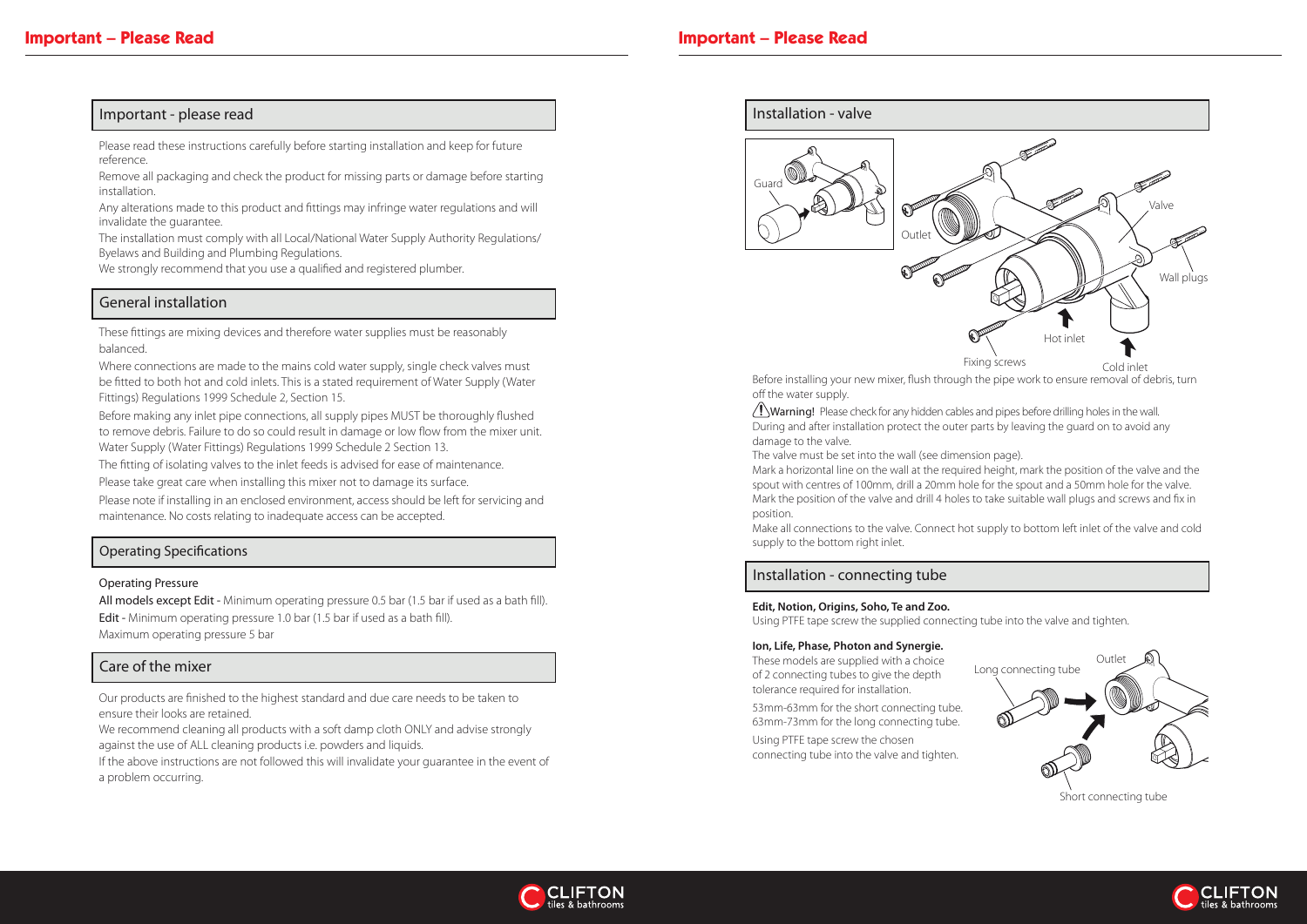# Important – Please Read

## Important - please read

Please read these instructions carefully before starting installation and keep for future reference.

Remove all packaging and check the product for missing parts or damage before starting installation.

Any alterations made to this product and fittings may infringe water regulations and will invalidate the guarantee.

The installation must comply with all Local/National Water Supply Authority Regulations/ Byelaws and Building and Plumbing Regulations.

We strongly recommend that you use a qualified and registered plumber.

## General installation

These fittings are mixing devices and therefore water supplies must be reasonably balanced.

Where connections are made to the mains cold water supply, single check valves must be fitted to both hot and cold inlets. This is a stated requirement of Water Supply (Water Fittings) Regulations 1999 Schedule 2, Section 15.

Before making any inlet pipe connections, all supply pipes MUST be thoroughly flushed to remove debris. Failure to do so could result in damage or low flow from the mixer unit. Water Supply (Water Fittings) Regulations 1999 Schedule 2 Section 13.

The fitting of isolating valves to the inlet feeds is advised for ease of maintenance.

Please take great care when installing this mixer not to damage its surface.

Please note if installing in an enclosed environment, access should be left for servicing and maintenance. No costs relating to inadequate access can be accepted.

## Operating Specifications

Operating Pressure

All models except Edit - Minimum operating pressure 0.5 bar (1.5 bar if used as a bath fill).

Edit - Minimum operating pressure 1.0 bar (1.5 bar if used as a bath fill).

Maximum operating pressure 5 bar

## Care of the mixer

Our products are finished to the highest standard and due care needs to be taken to ensure their looks are retained.

We recommend cleaning all products with a soft damp cloth ONLY and advise strongly against the use of ALL cleaning products i.e. powders and liquids.

If the above instructions are not followed this will invalidate your guarantee in the event of a problem occurring.

# Important – Please Read

## Installation - valve

Guard, Outlet, Valve, Wall plugs, Hot inlet, Fixing screws, Cold inlet

Before installing your new mixer, flush through the pipe work to ensure removal of debris, turn off the water supply.

⚠ Warning! Please check for any hidden cables and pipes before drilling holes in the wall.

During and after installation protect the outer parts by leaving the guard on to avoid any damage to the valve.

The valve must be set into the wall (see dimension page).

Mark a horizontal line on the wall at the required height, mark the position of the valve and the spout with centres of 100mm, drill a 20mm hole for the spout and a 50mm hole for the valve. Mark the position of the valve and drill 4 holes to take suitable wall plugs and screws and fix in position.

Make all connections to the valve. Connect hot supply to bottom left inlet of the valve and cold supply to the bottom right inlet.

## Installation - connecting tube

**Edit, Notion, Origins, Soho, Te and Zoo.**

Using PTFE tape screw the supplied connecting tube into the valve and tighten.

**Ion, Life, Phase, Photon and Synergie.**

These models are supplied with a choice of 2 connecting tubes to give the depth tolerance required for installation.

53mm-63mm for the short connecting tube.
63mm-73mm for the long connecting tube.

Using PTFE tape screw the chosen connecting tube into the valve and tighten.

Long connecting tube, Outlet, Short connecting tube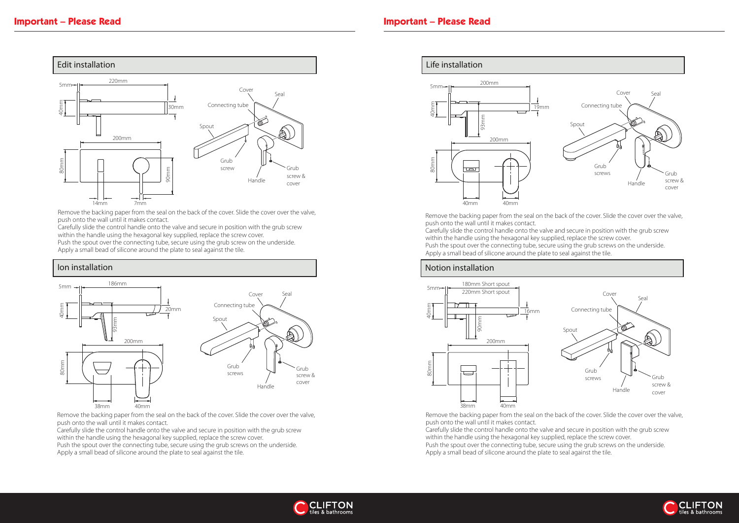## Important – Please Read

### Edit installation

220mm
5mm
40mm
30mm
200mm
80mm
90mm
14mm
7mm

Cover
Seal
Connecting tube
Spout
Grub screw
Handle
Grub screw & cover

Remove the backing paper from the seal on the back of the cover. Slide the cover over the valve, push onto the wall until it makes contact.
Carefully slide the control handle onto the valve and secure in position with the grub screw within the handle using the hexagonal key supplied, replace the screw cover.
Push the spout over the connecting tube, secure using the grub screw on the underside.
Apply a small bead of silicone around the plate to seal against the tile.

### Ion installation

186mm
5mm
40mm
20mm
93mm
200mm
80mm
38mm
40mm

Cover
Seal
Connecting tube
Spout
Grub screws
Handle
Grub screw & cover

Remove the backing paper from the seal on the back of the cover. Slide the cover over the valve, push onto the wall until it makes contact.
Carefully slide the control handle onto the valve and secure in position with the grub screw within the handle using the hexagonal key supplied, replace the screw cover.
Push the spout over the connecting tube, secure using the grub screws on the underside.
Apply a small bead of silicone around the plate to seal against the tile.

## Important – Please Read

### Life installation

200mm
5mm
40mm
19mm
93mm
200mm
80mm
40mm
40mm

Cover
Seal
Connecting tube
Spout
Grub screws
Handle
Grub screw & cover

Remove the backing paper from the seal on the back of the cover. Slide the cover over the valve, push onto the wall until it makes contact.
Carefully slide the control handle onto the valve and secure in position with the grub screw within the handle using the hexagonal key supplied, replace the screw cover.
Push the spout over the connecting tube, secure using the grub screws on the underside.
Apply a small bead of silicone around the plate to seal against the tile.

### Notion installation

180mm Short spout
220mm Short spout
5mm
40mm
16mm
90mm
200mm
80mm
38mm
40mm

Cover
Seal
Connecting tube
Spout
Grub screws
Handle
Grub screw & cover

Remove the backing paper from the seal on the back of the cover. Slide the cover over the valve, push onto the wall until it makes contact.
Carefully slide the control handle onto the valve and secure in position with the grub screw within the handle using the hexagonal key supplied, replace the screw cover.
Push the spout over the connecting tube, secure using the grub screws on the underside.
Apply a small bead of silicone around the plate to seal against the tile.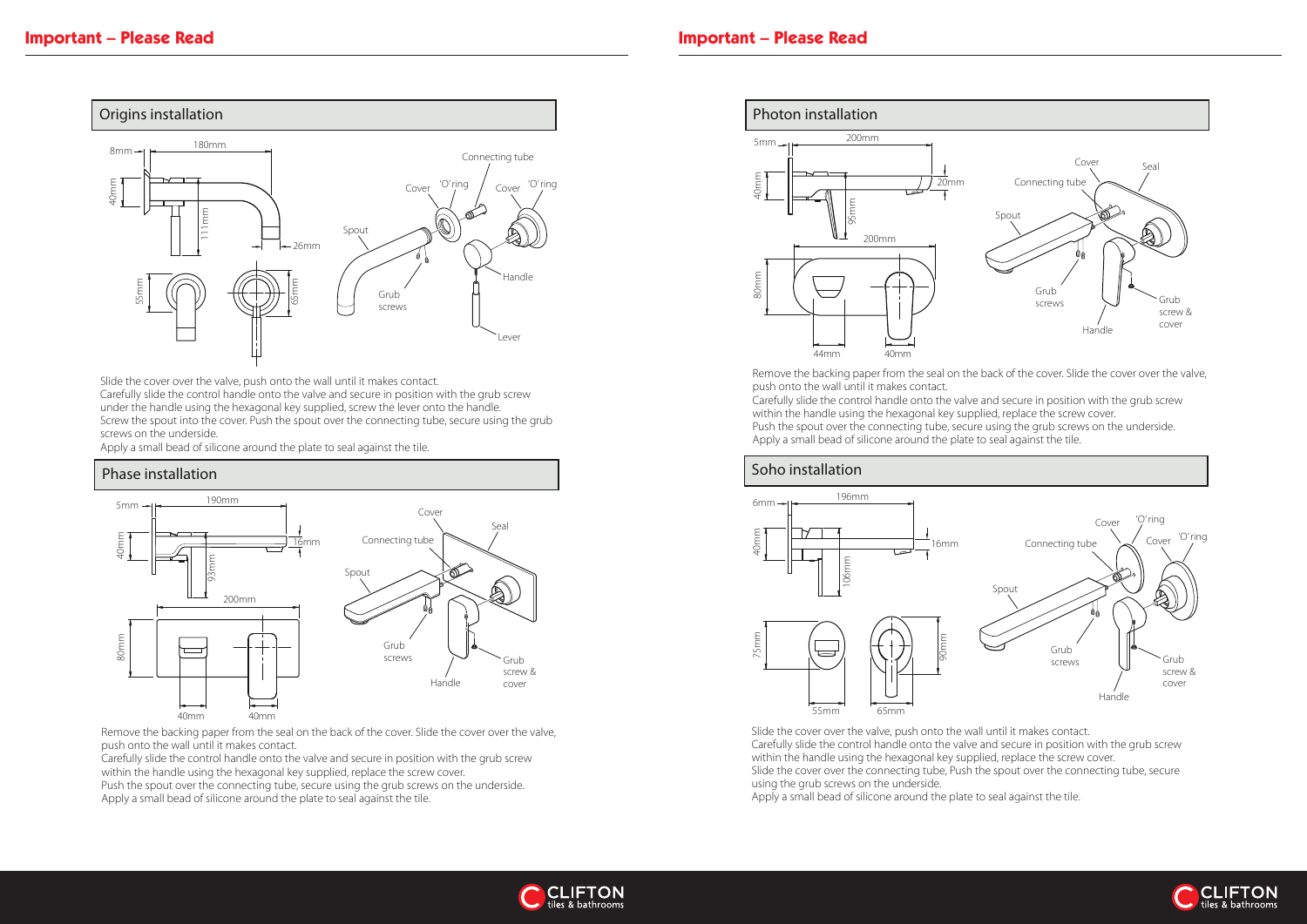## Important – Please Read

### Origins installation

Slide the cover over the valve, push onto the wall until it makes contact.
Carefully slide the control handle onto the valve and secure in position with the grub screw under the handle using the hexagonal key supplied, screw the lever onto the handle.
Screw the spout into the cover. Push the spout over the connecting tube, secure using the grub screws on the underside.
Apply a small bead of silicone around the plate to seal against the tile.

### Phase installation

Remove the backing paper from the seal on the back of the cover. Slide the cover over the valve, push onto the wall until it makes contact.
Carefully slide the control handle onto the valve and secure in position with the grub screw within the handle using the hexagonal key supplied, replace the screw cover.
Push the spout over the connecting tube, secure using the grub screws on the underside.
Apply a small bead of silicone around the plate to seal against the tile.

## Important – Please Read

### Photon installation

Remove the backing paper from the seal on the back of the cover. Slide the cover over the valve, push onto the wall until it makes contact.
Carefully slide the control handle onto the valve and secure in position with the grub screw within the handle using the hexagonal key supplied, replace the screw cover.
Push the spout over the connecting tube, secure using the grub screws on the underside.
Apply a small bead of silicone around the plate to seal against the tile.

### Soho installation

Slide the cover over the valve, push onto the wall until it makes contact.
Carefully slide the control handle onto the valve and secure in position with the grub screw within the handle using the hexagonal key supplied, replace the screw cover.
Slide the cover over the connecting tube, Push the spout over the connecting tube, secure using the grub screws on the underside.
Apply a small bead of silicone around the plate to seal against the tile.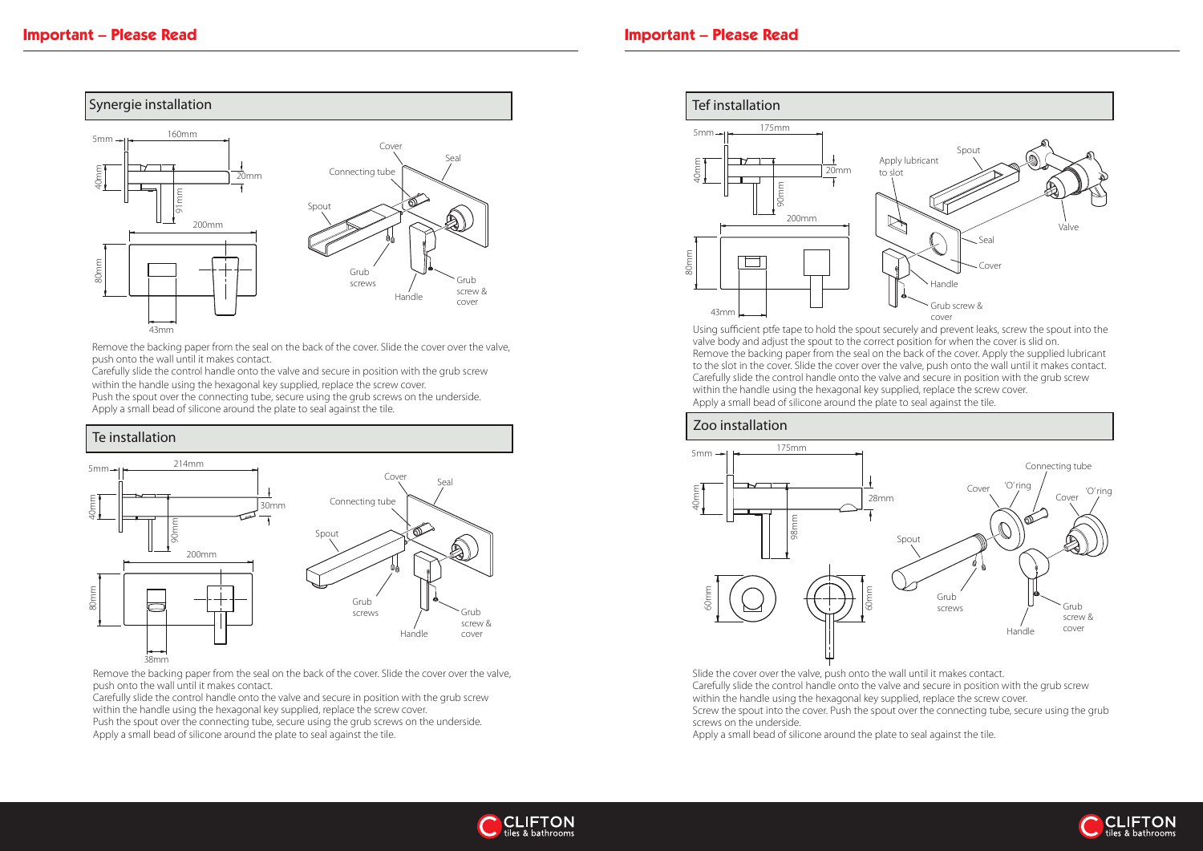## Important – Please Read

### Synergie installation

Remove the backing paper from the seal on the back of the cover. Slide the cover over the valve, push onto the wall until it makes contact.
Carefully slide the control handle onto the valve and secure in position with the grub screw within the handle using the hexagonal key supplied, replace the screw cover.
Push the spout over the connecting tube, secure using the grub screws on the underside.
Apply a small bead of silicone around the plate to seal against the tile.

### Te installation

Remove the backing paper from the seal on the back of the cover. Slide the cover over the valve, push onto the wall until it makes contact.
Carefully slide the control handle onto the valve and secure in position with the grub screw within the handle using the hexagonal key supplied, replace the screw cover.
Push the spout over the connecting tube, secure using the grub screws on the underside.
Apply a small bead of silicone around the plate to seal against the tile.

## Important – Please Read

### Tef installation

Using sufficient ptfe tape to hold the spout securely and prevent leaks, screw the spout into the valve body and adjust the spout to the correct position for when the cover is slid on.
Remove the backing paper from the seal on the back of the cover. Apply the supplied lubricant to the slot in the cover. Slide the cover over the valve, push onto the wall until it makes contact.
Carefully slide the control handle onto the valve and secure in position with the grub screw within the handle using the hexagonal key supplied, replace the screw cover.
Apply a small bead of silicone around the plate to seal against the tile.

### Zoo installation

Slide the cover over the valve, push onto the wall until it makes contact.
Carefully slide the control handle onto the valve and secure in position with the grub screw within the handle using the hexagonal key supplied, replace the screw cover.
Screw the spout into the cover. Push the spout over the connecting tube, secure using the grub screws on the underside.
Apply a small bead of silicone around the plate to seal against the tile.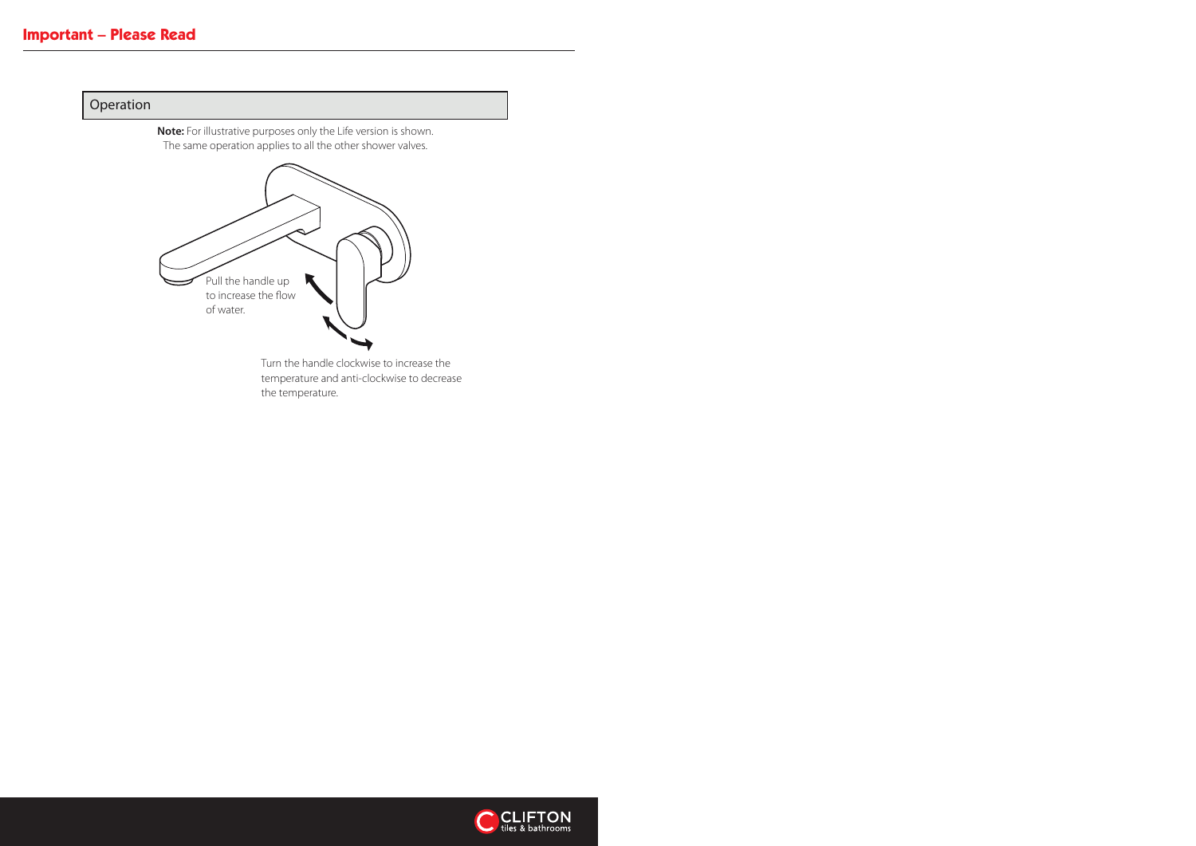## Important – Please Read

### Operation

**Note:** For illustrative purposes only the Life version is shown. The same operation applies to all the other shower valves.

Pull the handle up to increase the flow of water.

Turn the handle clockwise to increase the temperature and anti-clockwise to decrease the temperature.